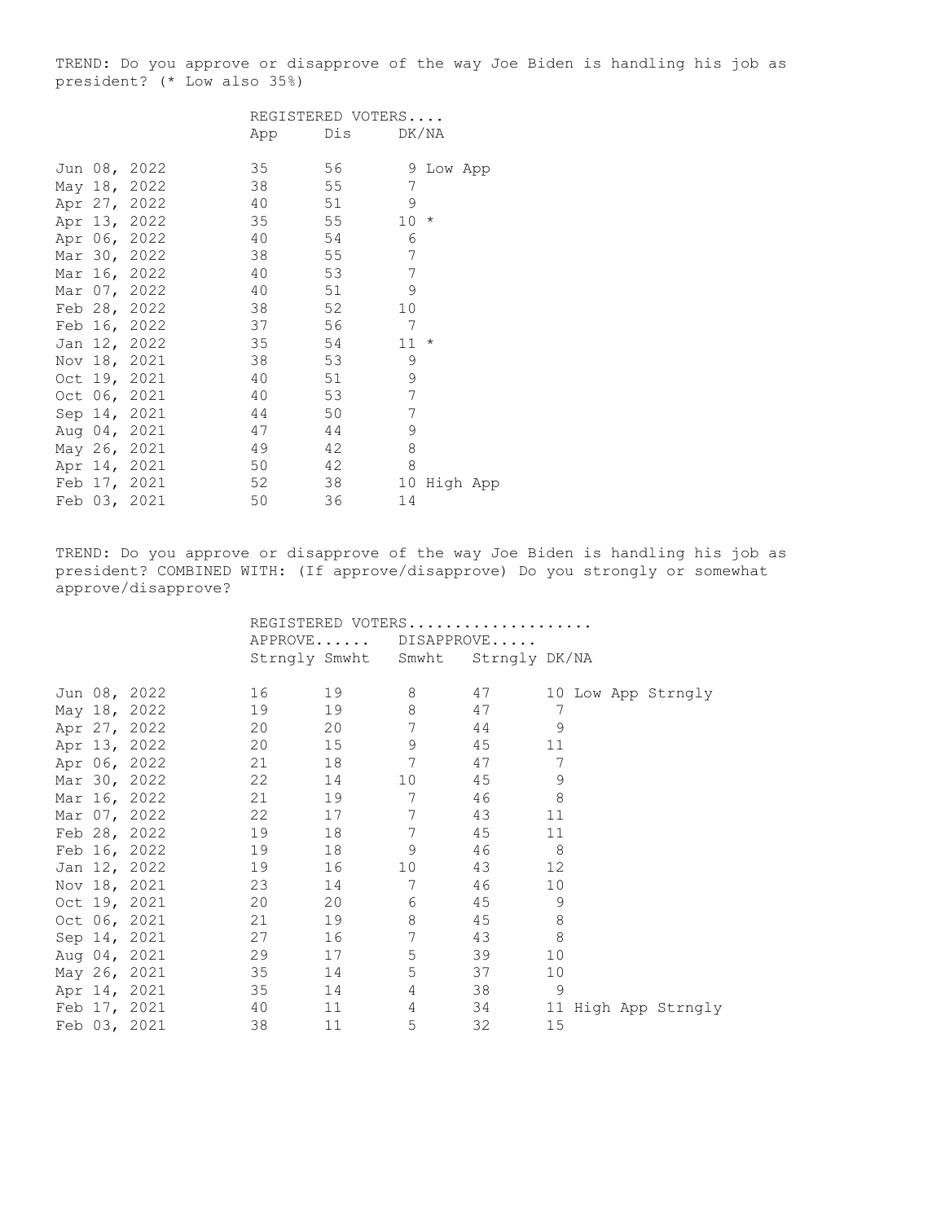TREND: Do you approve or disapprove of the way Joe Biden is handling his job as president? (* Low also 35%)

| | REGISTERED VOTERS.... | | | |
|---|---|---|---|---|
| | App | Dis | DK/NA | |
| Jun 08, 2022 | 35 | 56 | 9 | Low App |
| May 18, 2022 | 38 | 55 | 7 | |
| Apr 27, 2022 | 40 | 51 | 9 | |
| Apr 13, 2022 | 35 | 55 | 10 | * |
| Apr 06, 2022 | 40 | 54 | 6 | |
| Mar 30, 2022 | 38 | 55 | 7 | |
| Mar 16, 2022 | 40 | 53 | 7 | |
| Mar 07, 2022 | 40 | 51 | 9 | |
| Feb 28, 2022 | 38 | 52 | 10 | |
| Feb 16, 2022 | 37 | 56 | 7 | |
| Jan 12, 2022 | 35 | 54 | 11 | * |
| Nov 18, 2021 | 38 | 53 | 9 | |
| Oct 19, 2021 | 40 | 51 | 9 | |
| Oct 06, 2021 | 40 | 53 | 7 | |
| Sep 14, 2021 | 44 | 50 | 7 | |
| Aug 04, 2021 | 47 | 44 | 9 | |
| May 26, 2021 | 49 | 42 | 8 | |
| Apr 14, 2021 | 50 | 42 | 8 | |
| Feb 17, 2021 | 52 | 38 | 10 | High App |
| Feb 03, 2021 | 50 | 36 | 14 | |

TREND: Do you approve or disapprove of the way Joe Biden is handling his job as president? COMBINED WITH: (If approve/disapprove) Do you strongly or somewhat approve/disapprove?

| | REGISTERED VOTERS.................... | | | | | |
|---|---|---|---|---|---|---|
| | APPROVE...... | | DISAPPROVE..... | | | |
| | Strngly | Smwht | Smwht | Strngly | DK/NA | |
| Jun 08, 2022 | 16 | 19 | 8 | 47 | 10 | Low App Strngly |
| May 18, 2022 | 19 | 19 | 8 | 47 | 7 | |
| Apr 27, 2022 | 20 | 20 | 7 | 44 | 9 | |
| Apr 13, 2022 | 20 | 15 | 9 | 45 | 11 | |
| Apr 06, 2022 | 21 | 18 | 7 | 47 | 7 | |
| Mar 30, 2022 | 22 | 14 | 10 | 45 | 9 | |
| Mar 16, 2022 | 21 | 19 | 7 | 46 | 8 | |
| Mar 07, 2022 | 22 | 17 | 7 | 43 | 11 | |
| Feb 28, 2022 | 19 | 18 | 7 | 45 | 11 | |
| Feb 16, 2022 | 19 | 18 | 9 | 46 | 8 | |
| Jan 12, 2022 | 19 | 16 | 10 | 43 | 12 | |
| Nov 18, 2021 | 23 | 14 | 7 | 46 | 10 | |
| Oct 19, 2021 | 20 | 20 | 6 | 45 | 9 | |
| Oct 06, 2021 | 21 | 19 | 8 | 45 | 8 | |
| Sep 14, 2021 | 27 | 16 | 7 | 43 | 8 | |
| Aug 04, 2021 | 29 | 17 | 5 | 39 | 10 | |
| May 26, 2021 | 35 | 14 | 5 | 37 | 10 | |
| Apr 14, 2021 | 35 | 14 | 4 | 38 | 9 | |
| Feb 17, 2021 | 40 | 11 | 4 | 34 | 11 | High App Strngly |
| Feb 03, 2021 | 38 | 11 | 5 | 32 | 15 | |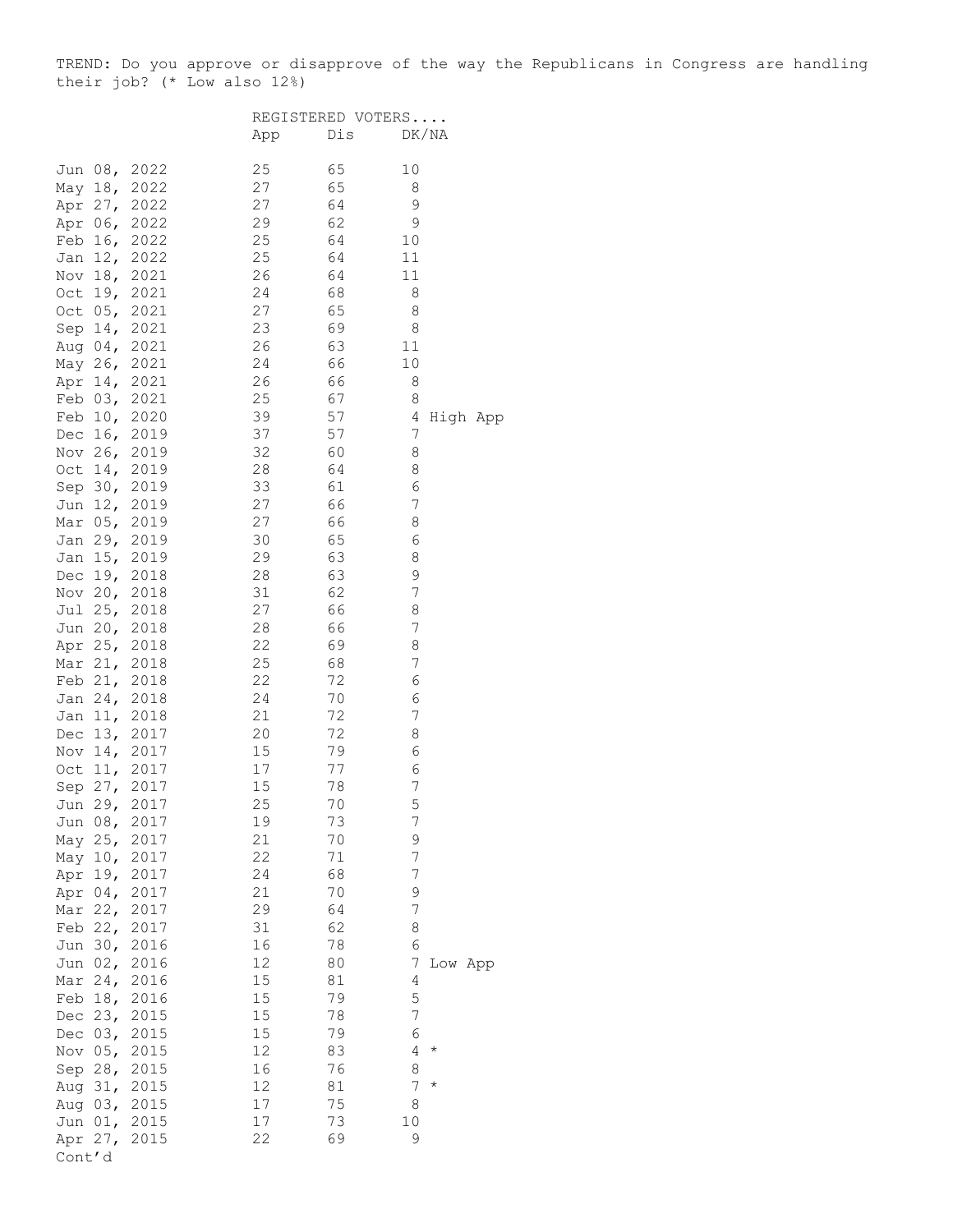TREND: Do you approve or disapprove of the way the Republicans in Congress are handling their job? (* Low also 12%)

| | REGISTERED VOTERS.... | | | |
|---|---|---|---|---|
| | App | Dis | DK/NA | |
| Jun 08, 2022 | 25 | 65 | 10 | |
| May 18, 2022 | 27 | 65 | 8 | |
| Apr 27, 2022 | 27 | 64 | 9 | |
| Apr 06, 2022 | 29 | 62 | 9 | |
| Feb 16, 2022 | 25 | 64 | 10 | |
| Jan 12, 2022 | 25 | 64 | 11 | |
| Nov 18, 2021 | 26 | 64 | 11 | |
| Oct 19, 2021 | 24 | 68 | 8 | |
| Oct 05, 2021 | 27 | 65 | 8 | |
| Sep 14, 2021 | 23 | 69 | 8 | |
| Aug 04, 2021 | 26 | 63 | 11 | |
| May 26, 2021 | 24 | 66 | 10 | |
| Apr 14, 2021 | 26 | 66 | 8 | |
| Feb 03, 2021 | 25 | 67 | 8 | |
| Feb 10, 2020 | 39 | 57 | 4 | High App |
| Dec 16, 2019 | 37 | 57 | 7 | |
| Nov 26, 2019 | 32 | 60 | 8 | |
| Oct 14, 2019 | 28 | 64 | 8 | |
| Sep 30, 2019 | 33 | 61 | 6 | |
| Jun 12, 2019 | 27 | 66 | 7 | |
| Mar 05, 2019 | 27 | 66 | 8 | |
| Jan 29, 2019 | 30 | 65 | 6 | |
| Jan 15, 2019 | 29 | 63 | 8 | |
| Dec 19, 2018 | 28 | 63 | 9 | |
| Nov 20, 2018 | 31 | 62 | 7 | |
| Jul 25, 2018 | 27 | 66 | 8 | |
| Jun 20, 2018 | 28 | 66 | 7 | |
| Apr 25, 2018 | 22 | 69 | 8 | |
| Mar 21, 2018 | 25 | 68 | 7 | |
| Feb 21, 2018 | 22 | 72 | 6 | |
| Jan 24, 2018 | 24 | 70 | 6 | |
| Jan 11, 2018 | 21 | 72 | 7 | |
| Dec 13, 2017 | 20 | 72 | 8 | |
| Nov 14, 2017 | 15 | 79 | 6 | |
| Oct 11, 2017 | 17 | 77 | 6 | |
| Sep 27, 2017 | 15 | 78 | 7 | |
| Jun 29, 2017 | 25 | 70 | 5 | |
| Jun 08, 2017 | 19 | 73 | 7 | |
| May 25, 2017 | 21 | 70 | 9 | |
| May 10, 2017 | 22 | 71 | 7 | |
| Apr 19, 2017 | 24 | 68 | 7 | |
| Apr 04, 2017 | 21 | 70 | 9 | |
| Mar 22, 2017 | 29 | 64 | 7 | |
| Feb 22, 2017 | 31 | 62 | 8 | |
| Jun 30, 2016 | 16 | 78 | 6 | |
| Jun 02, 2016 | 12 | 80 | 7 | Low App |
| Mar 24, 2016 | 15 | 81 | 4 | |
| Feb 18, 2016 | 15 | 79 | 5 | |
| Dec 23, 2015 | 15 | 78 | 7 | |
| Dec 03, 2015 | 15 | 79 | 6 | |
| Nov 05, 2015 | 12 | 83 | 4 | * |
| Sep 28, 2015 | 16 | 76 | 8 | |
| Aug 31, 2015 | 12 | 81 | 7 | * |
| Aug 03, 2015 | 17 | 75 | 8 | |
| Jun 01, 2015 | 17 | 73 | 10 | |
| Apr 27, 2015 | 22 | 69 | 9 | |

Cont'd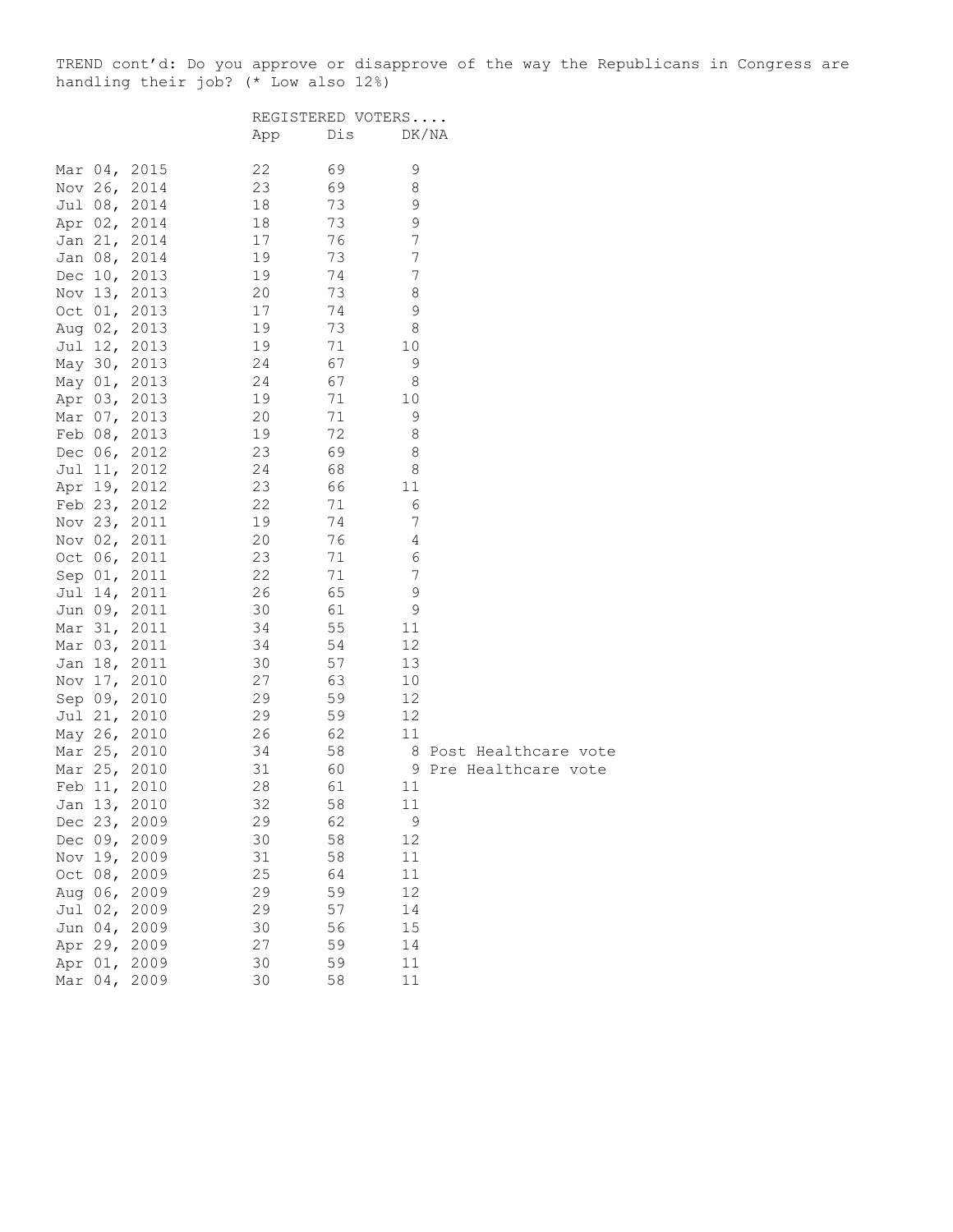TREND cont'd: Do you approve or disapprove of the way the Republicans in Congress are handling their job? (* Low also 12%)

| | REGISTERED VOTERS.... | | | |
|---|---|---|---|---|
| | App | Dis | DK/NA | |
| Mar 04, 2015 | 22 | 69 | 9 | |
| Nov 26, 2014 | 23 | 69 | 8 | |
| Jul 08, 2014 | 18 | 73 | 9 | |
| Apr 02, 2014 | 18 | 73 | 9 | |
| Jan 21, 2014 | 17 | 76 | 7 | |
| Jan 08, 2014 | 19 | 73 | 7 | |
| Dec 10, 2013 | 19 | 74 | 7 | |
| Nov 13, 2013 | 20 | 73 | 8 | |
| Oct 01, 2013 | 17 | 74 | 9 | |
| Aug 02, 2013 | 19 | 73 | 8 | |
| Jul 12, 2013 | 19 | 71 | 10 | |
| May 30, 2013 | 24 | 67 | 9 | |
| May 01, 2013 | 24 | 67 | 8 | |
| Apr 03, 2013 | 19 | 71 | 10 | |
| Mar 07, 2013 | 20 | 71 | 9 | |
| Feb 08, 2013 | 19 | 72 | 8 | |
| Dec 06, 2012 | 23 | 69 | 8 | |
| Jul 11, 2012 | 24 | 68 | 8 | |
| Apr 19, 2012 | 23 | 66 | 11 | |
| Feb 23, 2012 | 22 | 71 | 6 | |
| Nov 23, 2011 | 19 | 74 | 7 | |
| Nov 02, 2011 | 20 | 76 | 4 | |
| Oct 06, 2011 | 23 | 71 | 6 | |
| Sep 01, 2011 | 22 | 71 | 7 | |
| Jul 14, 2011 | 26 | 65 | 9 | |
| Jun 09, 2011 | 30 | 61 | 9 | |
| Mar 31, 2011 | 34 | 55 | 11 | |
| Mar 03, 2011 | 34 | 54 | 12 | |
| Jan 18, 2011 | 30 | 57 | 13 | |
| Nov 17, 2010 | 27 | 63 | 10 | |
| Sep 09, 2010 | 29 | 59 | 12 | |
| Jul 21, 2010 | 29 | 59 | 12 | |
| May 26, 2010 | 26 | 62 | 11 | |
| Mar 25, 2010 | 34 | 58 | 8 | Post Healthcare vote |
| Mar 25, 2010 | 31 | 60 | 9 | Pre Healthcare vote |
| Feb 11, 2010 | 28 | 61 | 11 | |
| Jan 13, 2010 | 32 | 58 | 11 | |
| Dec 23, 2009 | 29 | 62 | 9 | |
| Dec 09, 2009 | 30 | 58 | 12 | |
| Nov 19, 2009 | 31 | 58 | 11 | |
| Oct 08, 2009 | 25 | 64 | 11 | |
| Aug 06, 2009 | 29 | 59 | 12 | |
| Jul 02, 2009 | 29 | 57 | 14 | |
| Jun 04, 2009 | 30 | 56 | 15 | |
| Apr 29, 2009 | 27 | 59 | 14 | |
| Apr 01, 2009 | 30 | 59 | 11 | |
| Mar 04, 2009 | 30 | 58 | 11 | |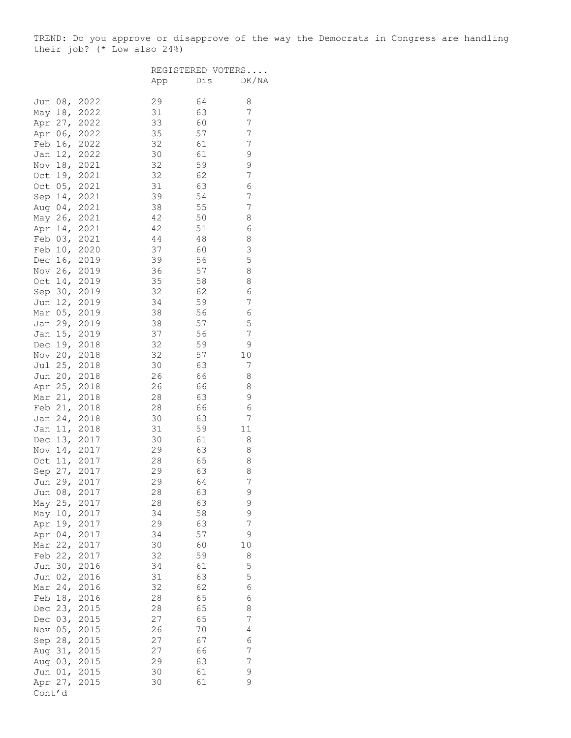TREND: Do you approve or disapprove of the way the Democrats in Congress are handling their job? (* Low also 24%)

| | REGISTERED VOTERS.... | | |
|---|---|---|---|
| | App | Dis | DK/NA |
| Jun 08, 2022 | 29 | 64 | 8 |
| May 18, 2022 | 31 | 63 | 7 |
| Apr 27, 2022 | 33 | 60 | 7 |
| Apr 06, 2022 | 35 | 57 | 7 |
| Feb 16, 2022 | 32 | 61 | 7 |
| Jan 12, 2022 | 30 | 61 | 9 |
| Nov 18, 2021 | 32 | 59 | 9 |
| Oct 19, 2021 | 32 | 62 | 7 |
| Oct 05, 2021 | 31 | 63 | 6 |
| Sep 14, 2021 | 39 | 54 | 7 |
| Aug 04, 2021 | 38 | 55 | 7 |
| May 26, 2021 | 42 | 50 | 8 |
| Apr 14, 2021 | 42 | 51 | 6 |
| Feb 03, 2021 | 44 | 48 | 8 |
| Feb 10, 2020 | 37 | 60 | 3 |
| Dec 16, 2019 | 39 | 56 | 5 |
| Nov 26, 2019 | 36 | 57 | 8 |
| Oct 14, 2019 | 35 | 58 | 8 |
| Sep 30, 2019 | 32 | 62 | 6 |
| Jun 12, 2019 | 34 | 59 | 7 |
| Mar 05, 2019 | 38 | 56 | 6 |
| Jan 29, 2019 | 38 | 57 | 5 |
| Jan 15, 2019 | 37 | 56 | 7 |
| Dec 19, 2018 | 32 | 59 | 9 |
| Nov 20, 2018 | 32 | 57 | 10 |
| Jul 25, 2018 | 30 | 63 | 7 |
| Jun 20, 2018 | 26 | 66 | 8 |
| Apr 25, 2018 | 26 | 66 | 8 |
| Mar 21, 2018 | 28 | 63 | 9 |
| Feb 21, 2018 | 28 | 66 | 6 |
| Jan 24, 2018 | 30 | 63 | 7 |
| Jan 11, 2018 | 31 | 59 | 11 |
| Dec 13, 2017 | 30 | 61 | 8 |
| Nov 14, 2017 | 29 | 63 | 8 |
| Oct 11, 2017 | 28 | 65 | 8 |
| Sep 27, 2017 | 29 | 63 | 8 |
| Jun 29, 2017 | 29 | 64 | 7 |
| Jun 08, 2017 | 28 | 63 | 9 |
| May 25, 2017 | 28 | 63 | 9 |
| May 10, 2017 | 34 | 58 | 9 |
| Apr 19, 2017 | 29 | 63 | 7 |
| Apr 04, 2017 | 34 | 57 | 9 |
| Mar 22, 2017 | 30 | 60 | 10 |
| Feb 22, 2017 | 32 | 59 | 8 |
| Jun 30, 2016 | 34 | 61 | 5 |
| Jun 02, 2016 | 31 | 63 | 5 |
| Mar 24, 2016 | 32 | 62 | 6 |
| Feb 18, 2016 | 28 | 65 | 6 |
| Dec 23, 2015 | 28 | 65 | 8 |
| Dec 03, 2015 | 27 | 65 | 7 |
| Nov 05, 2015 | 26 | 70 | 4 |
| Sep 28, 2015 | 27 | 67 | 6 |
| Aug 31, 2015 | 27 | 66 | 7 |
| Aug 03, 2015 | 29 | 63 | 7 |
| Jun 01, 2015 | 30 | 61 | 9 |
| Apr 27, 2015 | 30 | 61 | 9 |

Cont'd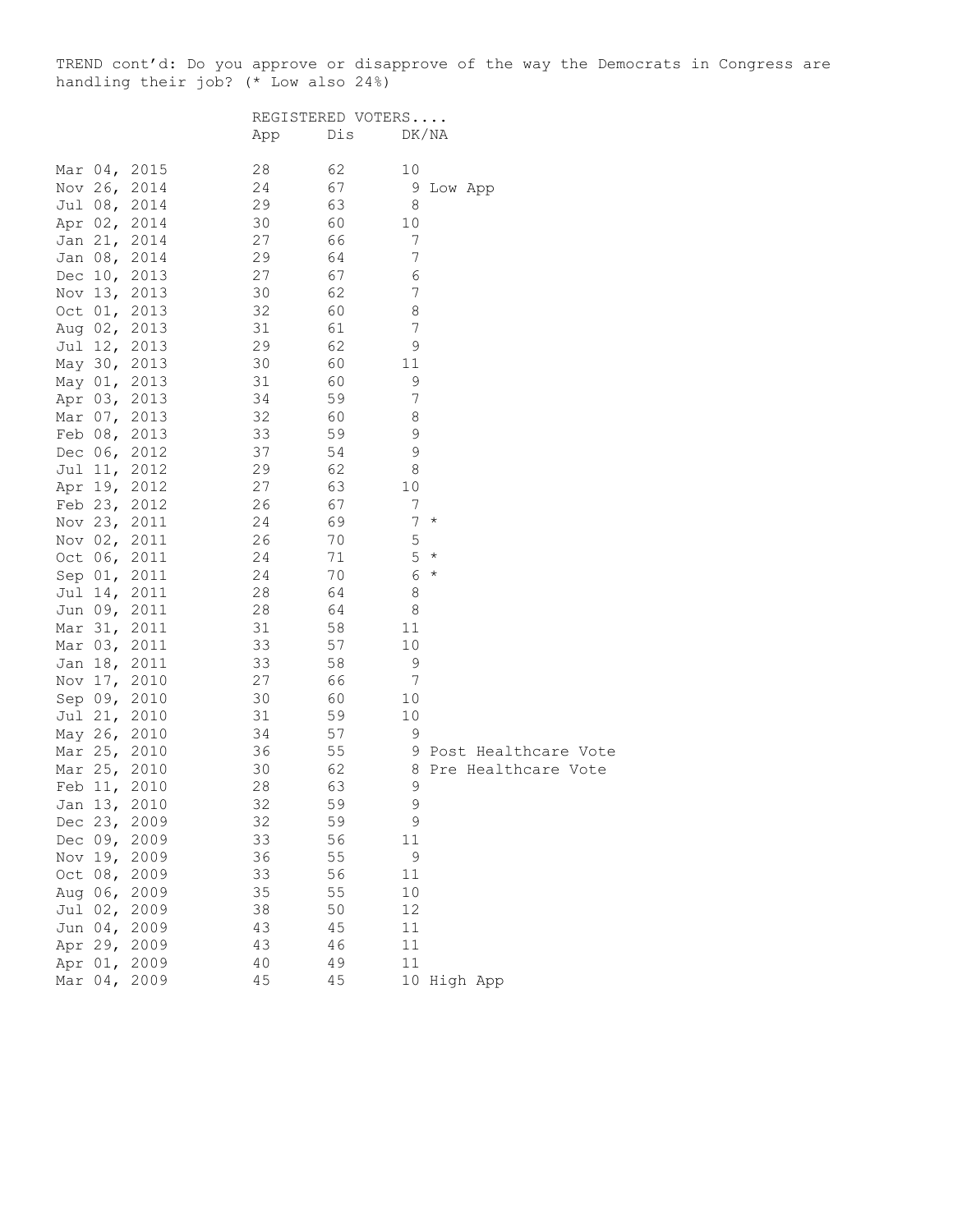TREND cont'd: Do you approve or disapprove of the way the Democrats in Congress are handling their job? (* Low also 24%)

| | REGISTERED VOTERS.... | | | |
|---|---|---|---|---|
| | App | Dis | DK/NA | |
| Mar 04, 2015 | 28 | 62 | 10 | |
| Nov 26, 2014 | 24 | 67 | 9 | Low App |
| Jul 08, 2014 | 29 | 63 | 8 | |
| Apr 02, 2014 | 30 | 60 | 10 | |
| Jan 21, 2014 | 27 | 66 | 7 | |
| Jan 08, 2014 | 29 | 64 | 7 | |
| Dec 10, 2013 | 27 | 67 | 6 | |
| Nov 13, 2013 | 30 | 62 | 7 | |
| Oct 01, 2013 | 32 | 60 | 8 | |
| Aug 02, 2013 | 31 | 61 | 7 | |
| Jul 12, 2013 | 29 | 62 | 9 | |
| May 30, 2013 | 30 | 60 | 11 | |
| May 01, 2013 | 31 | 60 | 9 | |
| Apr 03, 2013 | 34 | 59 | 7 | |
| Mar 07, 2013 | 32 | 60 | 8 | |
| Feb 08, 2013 | 33 | 59 | 9 | |
| Dec 06, 2012 | 37 | 54 | 9 | |
| Jul 11, 2012 | 29 | 62 | 8 | |
| Apr 19, 2012 | 27 | 63 | 10 | |
| Feb 23, 2012 | 26 | 67 | 7 | |
| Nov 23, 2011 | 24 | 69 | 7 | * |
| Nov 02, 2011 | 26 | 70 | 5 | |
| Oct 06, 2011 | 24 | 71 | 5 | * |
| Sep 01, 2011 | 24 | 70 | 6 | * |
| Jul 14, 2011 | 28 | 64 | 8 | |
| Jun 09, 2011 | 28 | 64 | 8 | |
| Mar 31, 2011 | 31 | 58 | 11 | |
| Mar 03, 2011 | 33 | 57 | 10 | |
| Jan 18, 2011 | 33 | 58 | 9 | |
| Nov 17, 2010 | 27 | 66 | 7 | |
| Sep 09, 2010 | 30 | 60 | 10 | |
| Jul 21, 2010 | 31 | 59 | 10 | |
| May 26, 2010 | 34 | 57 | 9 | |
| Mar 25, 2010 | 36 | 55 | 9 | Post Healthcare Vote |
| Mar 25, 2010 | 30 | 62 | 8 | Pre Healthcare Vote |
| Feb 11, 2010 | 28 | 63 | 9 | |
| Jan 13, 2010 | 32 | 59 | 9 | |
| Dec 23, 2009 | 32 | 59 | 9 | |
| Dec 09, 2009 | 33 | 56 | 11 | |
| Nov 19, 2009 | 36 | 55 | 9 | |
| Oct 08, 2009 | 33 | 56 | 11 | |
| Aug 06, 2009 | 35 | 55 | 10 | |
| Jul 02, 2009 | 38 | 50 | 12 | |
| Jun 04, 2009 | 43 | 45 | 11 | |
| Apr 29, 2009 | 43 | 46 | 11 | |
| Apr 01, 2009 | 40 | 49 | 11 | |
| Mar 04, 2009 | 45 | 45 | 10 | High App |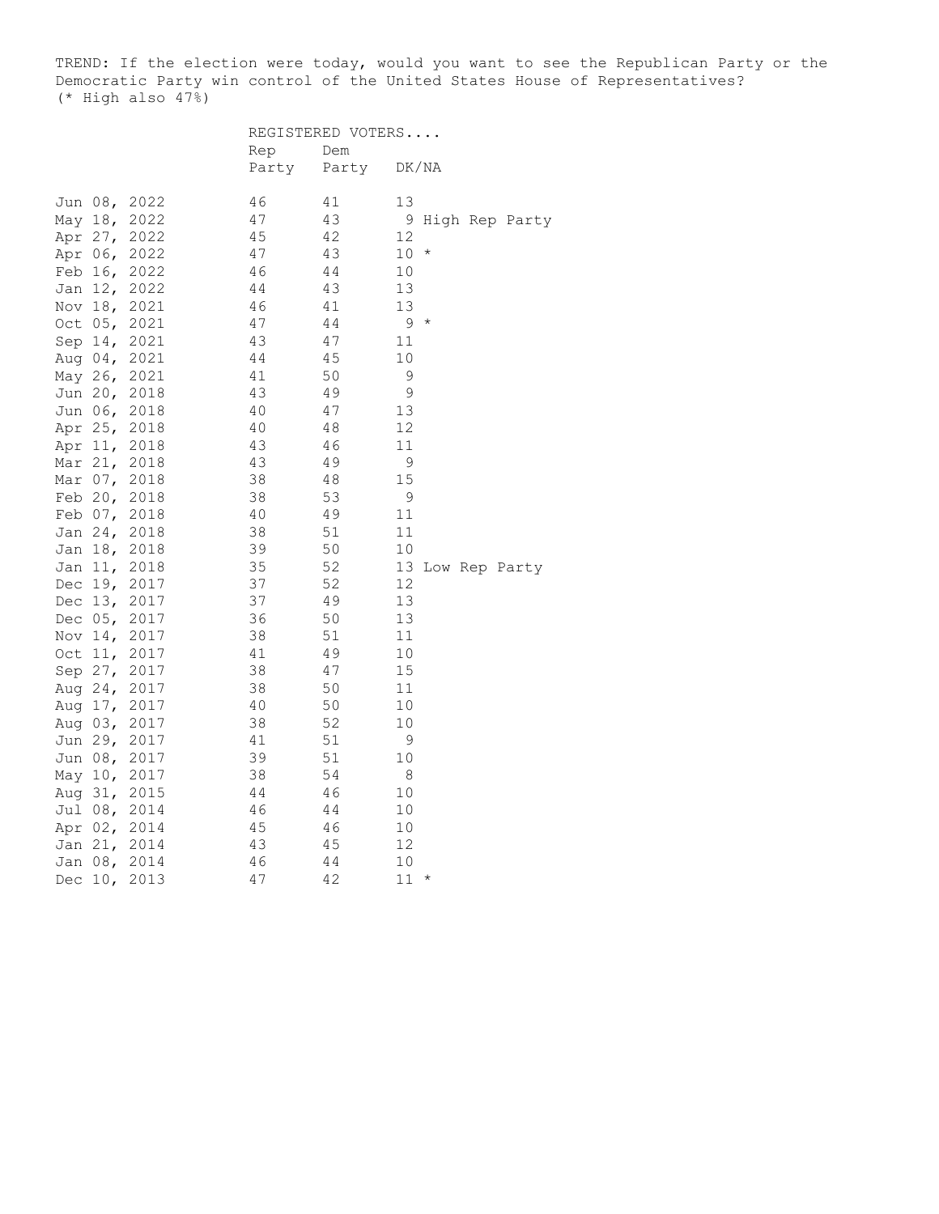TREND: If the election were today, would you want to see the Republican Party or the Democratic Party win control of the United States House of Representatives?
(* High also 47%)

| | REGISTERED VOTERS.... | | | |
|---|---|---|---|---|
| | Rep Party | Dem Party | DK/NA | |
| Jun 08, 2022 | 46 | 41 | 13 | |
| May 18, 2022 | 47 | 43 | 9 | High Rep Party |
| Apr 27, 2022 | 45 | 42 | 12 | |
| Apr 06, 2022 | 47 | 43 | 10 | * |
| Feb 16, 2022 | 46 | 44 | 10 | |
| Jan 12, 2022 | 44 | 43 | 13 | |
| Nov 18, 2021 | 46 | 41 | 13 | |
| Oct 05, 2021 | 47 | 44 | 9 | * |
| Sep 14, 2021 | 43 | 47 | 11 | |
| Aug 04, 2021 | 44 | 45 | 10 | |
| May 26, 2021 | 41 | 50 | 9 | |
| Jun 20, 2018 | 43 | 49 | 9 | |
| Jun 06, 2018 | 40 | 47 | 13 | |
| Apr 25, 2018 | 40 | 48 | 12 | |
| Apr 11, 2018 | 43 | 46 | 11 | |
| Mar 21, 2018 | 43 | 49 | 9 | |
| Mar 07, 2018 | 38 | 48 | 15 | |
| Feb 20, 2018 | 38 | 53 | 9 | |
| Feb 07, 2018 | 40 | 49 | 11 | |
| Jan 24, 2018 | 38 | 51 | 11 | |
| Jan 18, 2018 | 39 | 50 | 10 | |
| Jan 11, 2018 | 35 | 52 | 13 | Low Rep Party |
| Dec 19, 2017 | 37 | 52 | 12 | |
| Dec 13, 2017 | 37 | 49 | 13 | |
| Dec 05, 2017 | 36 | 50 | 13 | |
| Nov 14, 2017 | 38 | 51 | 11 | |
| Oct 11, 2017 | 41 | 49 | 10 | |
| Sep 27, 2017 | 38 | 47 | 15 | |
| Aug 24, 2017 | 38 | 50 | 11 | |
| Aug 17, 2017 | 40 | 50 | 10 | |
| Aug 03, 2017 | 38 | 52 | 10 | |
| Jun 29, 2017 | 41 | 51 | 9 | |
| Jun 08, 2017 | 39 | 51 | 10 | |
| May 10, 2017 | 38 | 54 | 8 | |
| Aug 31, 2015 | 44 | 46 | 10 | |
| Jul 08, 2014 | 46 | 44 | 10 | |
| Apr 02, 2014 | 45 | 46 | 10 | |
| Jan 21, 2014 | 43 | 45 | 12 | |
| Jan 08, 2014 | 46 | 44 | 10 | |
| Dec 10, 2013 | 47 | 42 | 11 | * |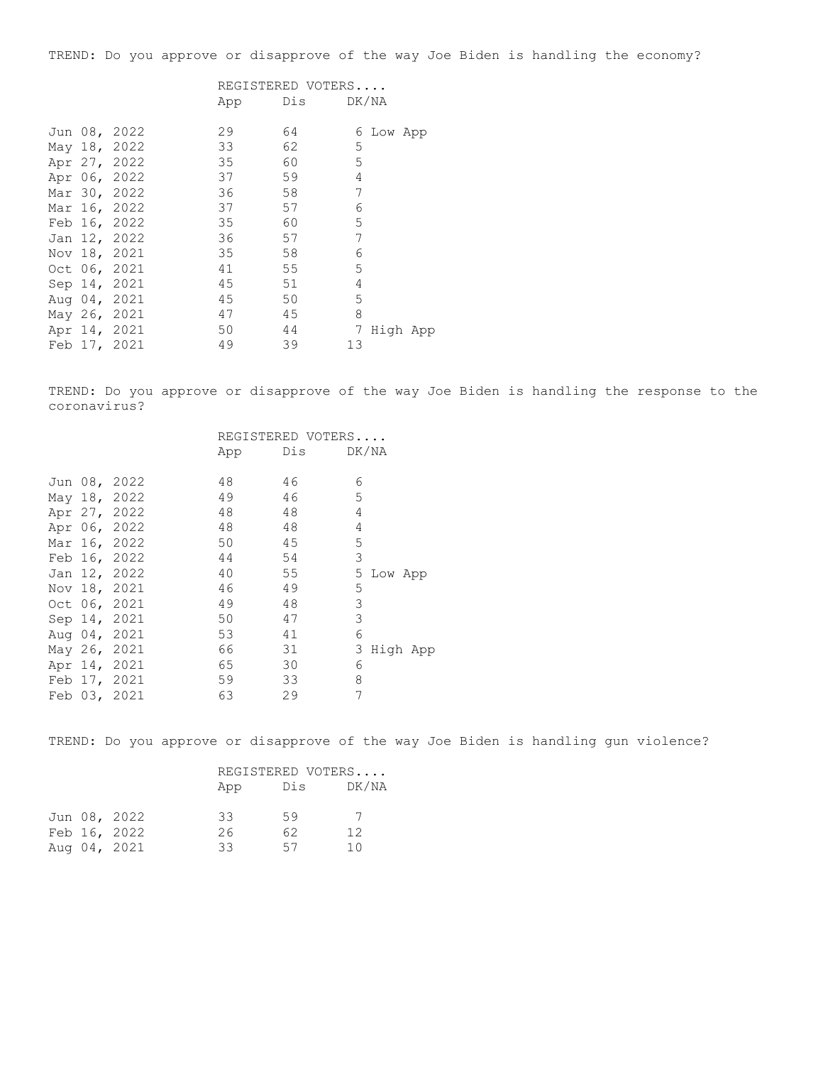TREND: Do you approve or disapprove of the way Joe Biden is handling the economy?

| | REGISTERED VOTERS.... | | | |
|---|---|---|---|---|
| | App | Dis | DK/NA | |
| Jun 08, 2022 | 29 | 64 | 6 | Low App |
| May 18, 2022 | 33 | 62 | 5 | |
| Apr 27, 2022 | 35 | 60 | 5 | |
| Apr 06, 2022 | 37 | 59 | 4 | |
| Mar 30, 2022 | 36 | 58 | 7 | |
| Mar 16, 2022 | 37 | 57 | 6 | |
| Feb 16, 2022 | 35 | 60 | 5 | |
| Jan 12, 2022 | 36 | 57 | 7 | |
| Nov 18, 2021 | 35 | 58 | 6 | |
| Oct 06, 2021 | 41 | 55 | 5 | |
| Sep 14, 2021 | 45 | 51 | 4 | |
| Aug 04, 2021 | 45 | 50 | 5 | |
| May 26, 2021 | 47 | 45 | 8 | |
| Apr 14, 2021 | 50 | 44 | 7 | High App |
| Feb 17, 2021 | 49 | 39 | 13 | |

TREND: Do you approve or disapprove of the way Joe Biden is handling the response to the coronavirus?

| | REGISTERED VOTERS.... | | | |
|---|---|---|---|---|
| | App | Dis | DK/NA | |
| Jun 08, 2022 | 48 | 46 | 6 | |
| May 18, 2022 | 49 | 46 | 5 | |
| Apr 27, 2022 | 48 | 48 | 4 | |
| Apr 06, 2022 | 48 | 48 | 4 | |
| Mar 16, 2022 | 50 | 45 | 5 | |
| Feb 16, 2022 | 44 | 54 | 3 | |
| Jan 12, 2022 | 40 | 55 | 5 | Low App |
| Nov 18, 2021 | 46 | 49 | 5 | |
| Oct 06, 2021 | 49 | 48 | 3 | |
| Sep 14, 2021 | 50 | 47 | 3 | |
| Aug 04, 2021 | 53 | 41 | 6 | |
| May 26, 2021 | 66 | 31 | 3 | High App |
| Apr 14, 2021 | 65 | 30 | 6 | |
| Feb 17, 2021 | 59 | 33 | 8 | |
| Feb 03, 2021 | 63 | 29 | 7 | |

TREND: Do you approve or disapprove of the way Joe Biden is handling gun violence?

| | REGISTERED VOTERS.... | | |
|---|---|---|---|
| | App | Dis | DK/NA |
| Jun 08, 2022 | 33 | 59 | 7 |
| Feb 16, 2022 | 26 | 62 | 12 |
| Aug 04, 2021 | 33 | 57 | 10 |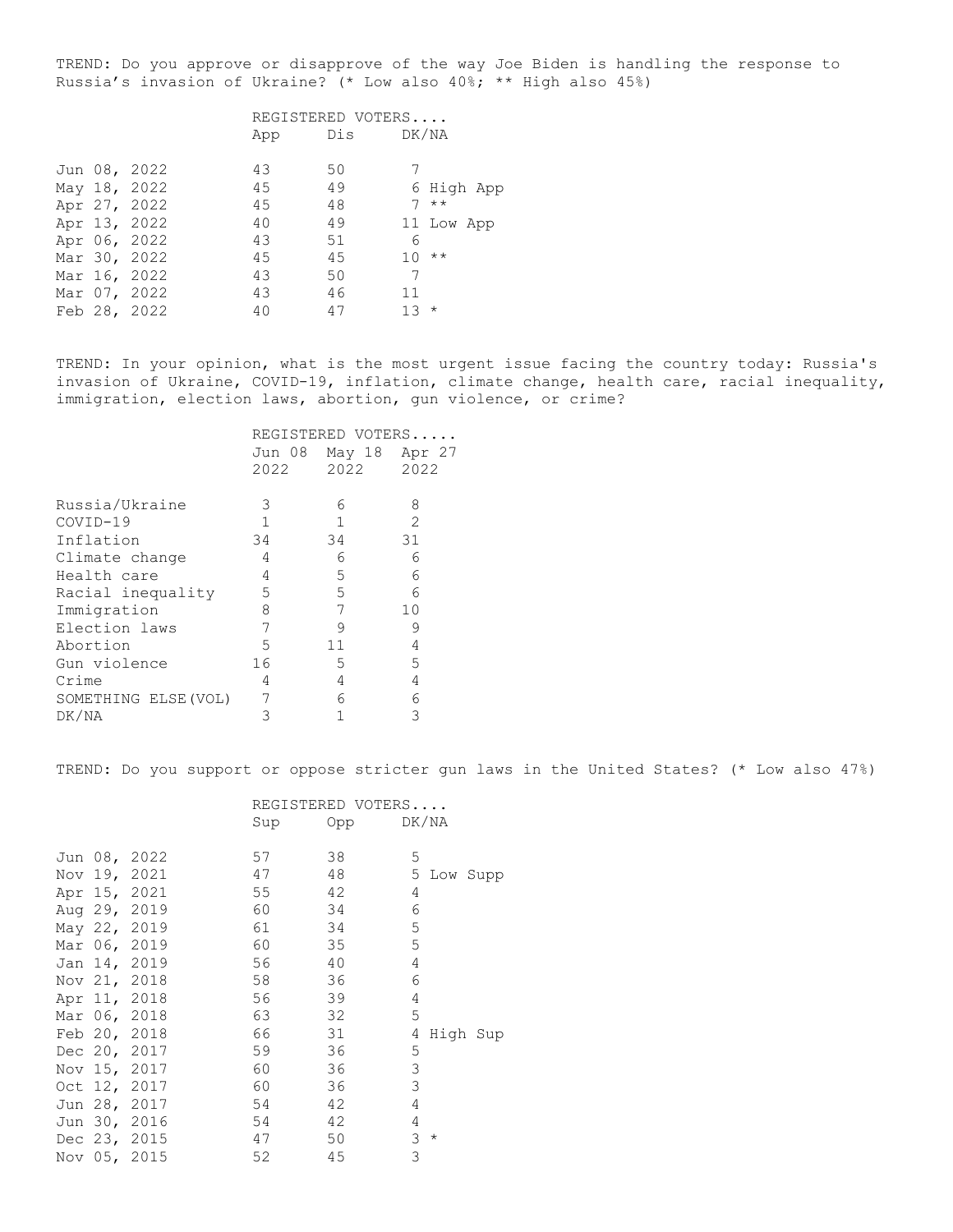TREND: Do you approve or disapprove of the way Joe Biden is handling the response to Russia's invasion of Ukraine? (* Low also 40%; ** High also 45%)

| | REGISTERED VOTERS.... | | | |
|---|---|---|---|---|
| | App | Dis | DK/NA | |
| Jun 08, 2022 | 43 | 50 | 7 | |
| May 18, 2022 | 45 | 49 | 6 | High App |
| Apr 27, 2022 | 45 | 48 | 7 | ** |
| Apr 13, 2022 | 40 | 49 | 11 | Low App |
| Apr 06, 2022 | 43 | 51 | 6 | |
| Mar 30, 2022 | 45 | 45 | 10 | ** |
| Mar 16, 2022 | 43 | 50 | 7 | |
| Mar 07, 2022 | 43 | 46 | 11 | |
| Feb 28, 2022 | 40 | 47 | 13 | * |

TREND: In your opinion, what is the most urgent issue facing the country today: Russia's invasion of Ukraine, COVID-19, inflation, climate change, health care, racial inequality, immigration, election laws, abortion, gun violence, or crime?

| | REGISTERED VOTERS..... | | |
|---|---|---|---|
| | Jun 08 2022 | May 18 2022 | Apr 27 2022 |
| Russia/Ukraine | 3 | 6 | 8 |
| COVID-19 | 1 | 1 | 2 |
| Inflation | 34 | 34 | 31 |
| Climate change | 4 | 6 | 6 |
| Health care | 4 | 5 | 6 |
| Racial inequality | 5 | 5 | 6 |
| Immigration | 8 | 7 | 10 |
| Election laws | 7 | 9 | 9 |
| Abortion | 5 | 11 | 4 |
| Gun violence | 16 | 5 | 5 |
| Crime | 4 | 4 | 4 |
| SOMETHING ELSE(VOL) | 7 | 6 | 6 |
| DK/NA | 3 | 1 | 3 |

TREND: Do you support or oppose stricter gun laws in the United States? (* Low also 47%)

| | REGISTERED VOTERS.... | | | |
|---|---|---|---|---|
| | Sup | Opp | DK/NA | |
| Jun 08, 2022 | 57 | 38 | 5 | |
| Nov 19, 2021 | 47 | 48 | 5 | Low Supp |
| Apr 15, 2021 | 55 | 42 | 4 | |
| Aug 29, 2019 | 60 | 34 | 6 | |
| May 22, 2019 | 61 | 34 | 5 | |
| Mar 06, 2019 | 60 | 35 | 5 | |
| Jan 14, 2019 | 56 | 40 | 4 | |
| Nov 21, 2018 | 58 | 36 | 6 | |
| Apr 11, 2018 | 56 | 39 | 4 | |
| Mar 06, 2018 | 63 | 32 | 5 | |
| Feb 20, 2018 | 66 | 31 | 4 | High Sup |
| Dec 20, 2017 | 59 | 36 | 5 | |
| Nov 15, 2017 | 60 | 36 | 3 | |
| Oct 12, 2017 | 60 | 36 | 3 | |
| Jun 28, 2017 | 54 | 42 | 4 | |
| Jun 30, 2016 | 54 | 42 | 4 | |
| Dec 23, 2015 | 47 | 50 | 3 | * |
| Nov 05, 2015 | 52 | 45 | 3 | |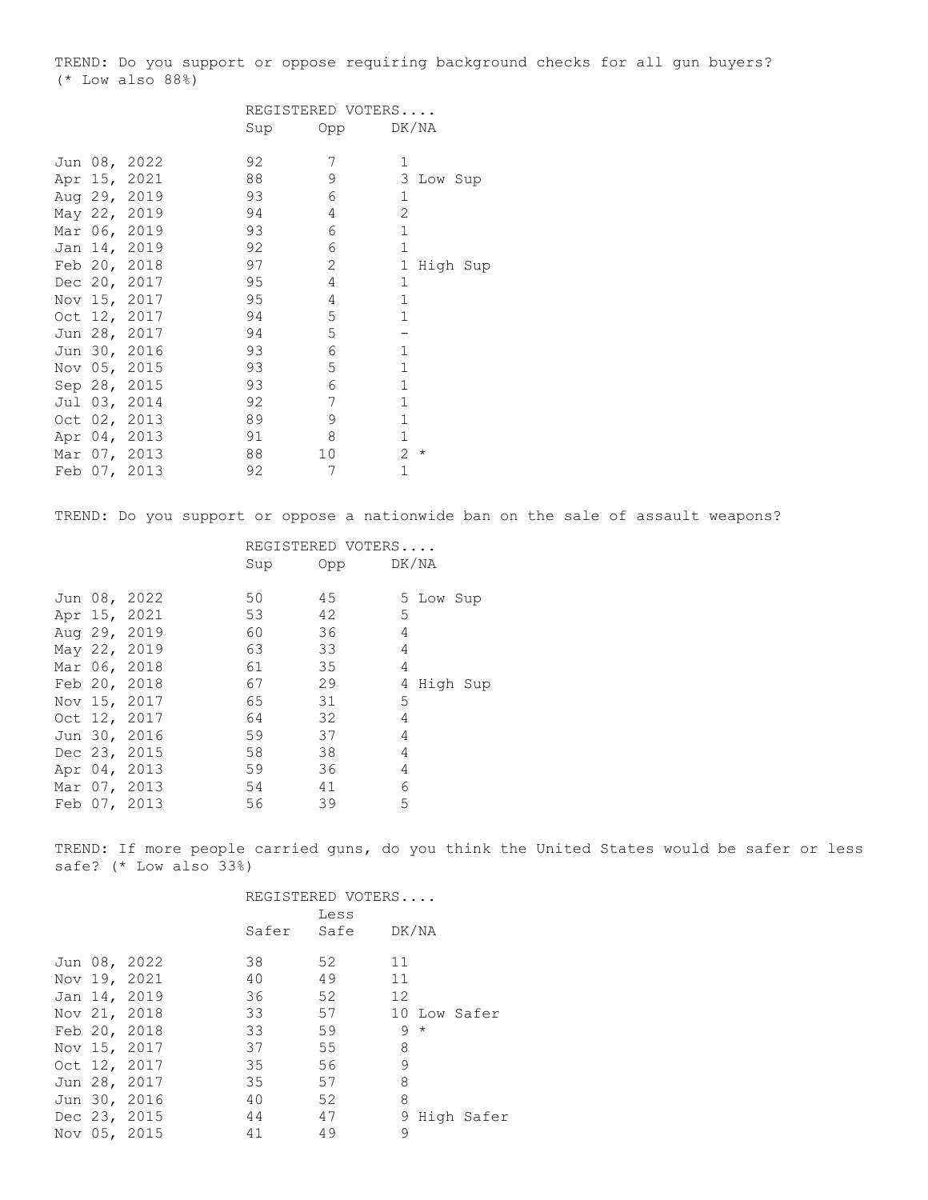TREND: Do you support or oppose requiring background checks for all gun buyers?
(* Low also 88%)

| | REGISTERED VOTERS.... | | | |
|---|---|---|---|---|
| | Sup | Opp | DK/NA | |
| Jun 08, 2022 | 92 | 7 | 1 | |
| Apr 15, 2021 | 88 | 9 | 3 | Low Sup |
| Aug 29, 2019 | 93 | 6 | 1 | |
| May 22, 2019 | 94 | 4 | 2 | |
| Mar 06, 2019 | 93 | 6 | 1 | |
| Jan 14, 2019 | 92 | 6 | 1 | |
| Feb 20, 2018 | 97 | 2 | 1 | High Sup |
| Dec 20, 2017 | 95 | 4 | 1 | |
| Nov 15, 2017 | 95 | 4 | 1 | |
| Oct 12, 2017 | 94 | 5 | 1 | |
| Jun 28, 2017 | 94 | 5 | - | |
| Jun 30, 2016 | 93 | 6 | 1 | |
| Nov 05, 2015 | 93 | 5 | 1 | |
| Sep 28, 2015 | 93 | 6 | 1 | |
| Jul 03, 2014 | 92 | 7 | 1 | |
| Oct 02, 2013 | 89 | 9 | 1 | |
| Apr 04, 2013 | 91 | 8 | 1 | |
| Mar 07, 2013 | 88 | 10 | 2 | * |
| Feb 07, 2013 | 92 | 7 | 1 | |

TREND: Do you support or oppose a nationwide ban on the sale of assault weapons?

| | REGISTERED VOTERS.... | | | |
|---|---|---|---|---|
| | Sup | Opp | DK/NA | |
| Jun 08, 2022 | 50 | 45 | 5 | Low Sup |
| Apr 15, 2021 | 53 | 42 | 5 | |
| Aug 29, 2019 | 60 | 36 | 4 | |
| May 22, 2019 | 63 | 33 | 4 | |
| Mar 06, 2018 | 61 | 35 | 4 | |
| Feb 20, 2018 | 67 | 29 | 4 | High Sup |
| Nov 15, 2017 | 65 | 31 | 5 | |
| Oct 12, 2017 | 64 | 32 | 4 | |
| Jun 30, 2016 | 59 | 37 | 4 | |
| Dec 23, 2015 | 58 | 38 | 4 | |
| Apr 04, 2013 | 59 | 36 | 4 | |
| Mar 07, 2013 | 54 | 41 | 6 | |
| Feb 07, 2013 | 56 | 39 | 5 | |

TREND: If more people carried guns, do you think the United States would be safer or less safe? (* Low also 33%)

| | REGISTERED VOTERS.... | | | |
|---|---|---|---|---|
| | Safer | Less Safe | DK/NA | |
| Jun 08, 2022 | 38 | 52 | 11 | |
| Nov 19, 2021 | 40 | 49 | 11 | |
| Jan 14, 2019 | 36 | 52 | 12 | |
| Nov 21, 2018 | 33 | 57 | 10 | Low Safer |
| Feb 20, 2018 | 33 | 59 | 9 | * |
| Nov 15, 2017 | 37 | 55 | 8 | |
| Oct 12, 2017 | 35 | 56 | 9 | |
| Jun 28, 2017 | 35 | 57 | 8 | |
| Jun 30, 2016 | 40 | 52 | 8 | |
| Dec 23, 2015 | 44 | 47 | 9 | High Safer |
| Nov 05, 2015 | 41 | 49 | 9 | |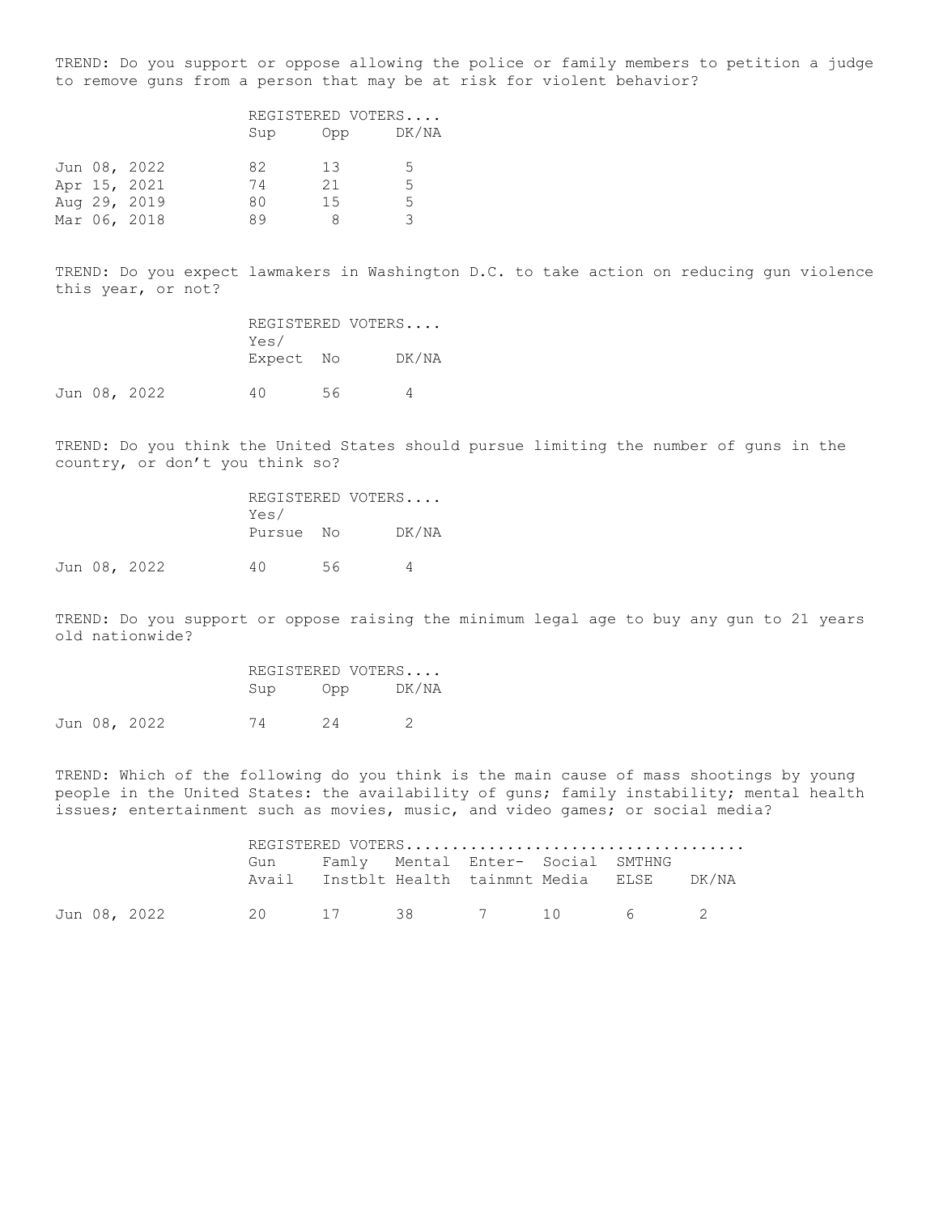TREND: Do you support or oppose allowing the police or family members to petition a judge to remove guns from a person that may be at risk for violent behavior?

| | REGISTERED VOTERS.... | | |
|---|---|---|---|
| | Sup | Opp | DK/NA |
| Jun 08, 2022 | 82 | 13 | 5 |
| Apr 15, 2021 | 74 | 21 | 5 |
| Aug 29, 2019 | 80 | 15 | 5 |
| Mar 06, 2018 | 89 | 8 | 3 |

TREND: Do you expect lawmakers in Washington D.C. to take action on reducing gun violence this year, or not?

| | REGISTERED VOTERS.... | | |
|---|---|---|---|
| | Yes/ Expect | No | DK/NA |
| Jun 08, 2022 | 40 | 56 | 4 |

TREND: Do you think the United States should pursue limiting the number of guns in the country, or don't you think so?

| | REGISTERED VOTERS.... | | |
|---|---|---|---|
| | Yes/ Pursue | No | DK/NA |
| Jun 08, 2022 | 40 | 56 | 4 |

TREND: Do you support or oppose raising the minimum legal age to buy any gun to 21 years old nationwide?

| | REGISTERED VOTERS.... | | |
|---|---|---|---|
| | Sup | Opp | DK/NA |
| Jun 08, 2022 | 74 | 24 | 2 |

TREND: Which of the following do you think is the main cause of mass shootings by young people in the United States: the availability of guns; family instability; mental health issues; entertainment such as movies, music, and video games; or social media?

| | REGISTERED VOTERS.................................... | | | | | | |
|---|---|---|---|---|---|---|---|
| | Gun Avail | Famly Instblt | Mental Health | Enter-tainmnt | Social Media | SMTHNG ELSE | DK/NA |
| Jun 08, 2022 | 20 | 17 | 38 | 7 | 10 | 6 | 2 |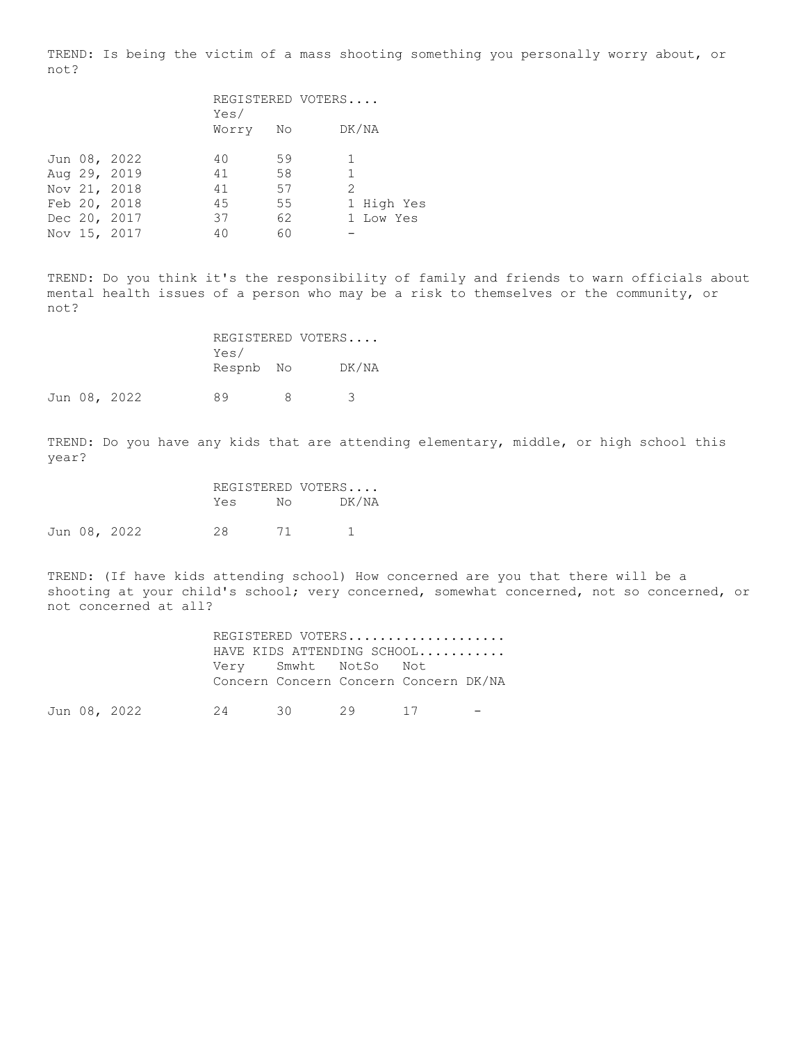TREND: Is being the victim of a mass shooting something you personally worry about, or not?

| | REGISTERED VOTERS.... | | | |
|---|---|---|---|---|
| | Yes/ Worry | No | DK/NA | |
| Jun 08, 2022 | 40 | 59 | 1 | |
| Aug 29, 2019 | 41 | 58 | 1 | |
| Nov 21, 2018 | 41 | 57 | 2 | |
| Feb 20, 2018 | 45 | 55 | 1 | High Yes |
| Dec 20, 2017 | 37 | 62 | 1 | Low Yes |
| Nov 15, 2017 | 40 | 60 | - | |

TREND: Do you think it's the responsibility of family and friends to warn officials about mental health issues of a person who may be a risk to themselves or the community, or not?

| | REGISTERED VOTERS.... | | |
|---|---|---|---|
| | Yes/ Respnb | No | DK/NA |
| Jun 08, 2022 | 89 | 8 | 3 |

TREND: Do you have any kids that are attending elementary, middle, or high school this year?

| | REGISTERED VOTERS.... | | |
|---|---|---|---|
| | Yes | No | DK/NA |
| Jun 08, 2022 | 28 | 71 | 1 |

TREND: (If have kids attending school) How concerned are you that there will be a shooting at your child's school; very concerned, somewhat concerned, not so concerned, or not concerned at all?

| | REGISTERED VOTERS.................... HAVE KIDS ATTENDING SCHOOL........... | | | | |
|---|---|---|---|---|---|
| | Very Concern | Smwht Concern | NotSo Concern | Not Concern | DK/NA |
| Jun 08, 2022 | 24 | 30 | 29 | 17 | - |